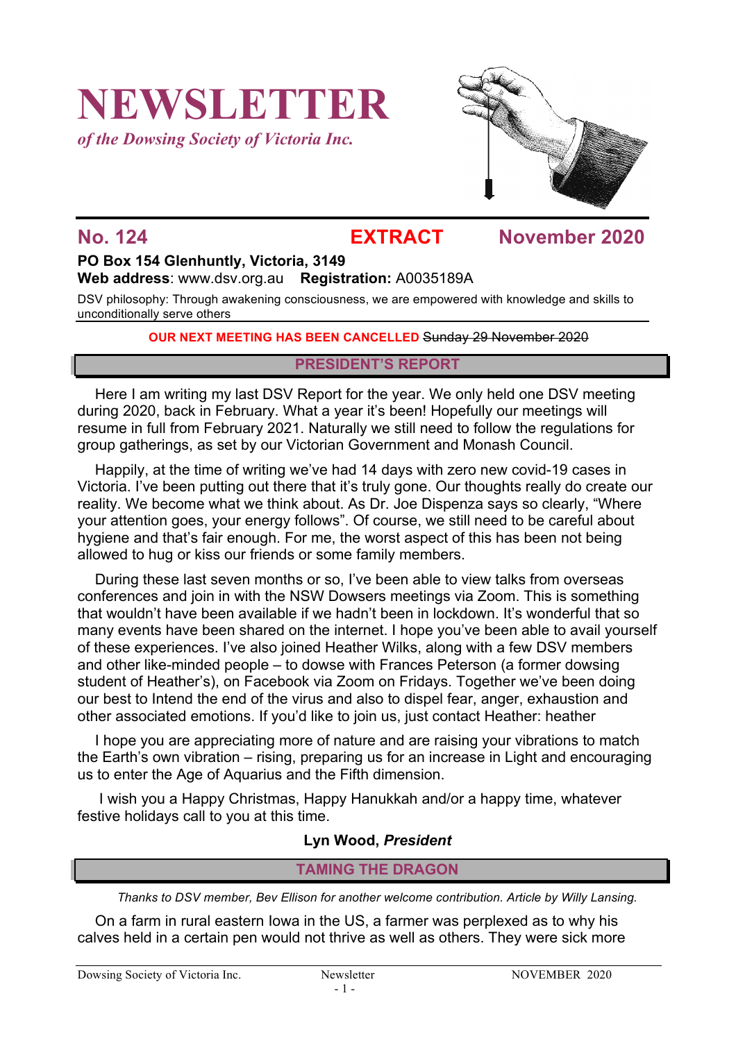# NEWSLETTER

*of the Dowsing Society of Victoria Inc.*

## No. 124 EXTRACT November 2020

**PO Box 154 Glenhuntly, Victoria, 3149**
**Web address**: www.dsv.org.au **Registration:** A0035189A

DSV philosophy: Through awakening consciousness, we are empowered with knowledge and skills to unconditionally serve others

**OUR NEXT MEETING HAS BEEN CANCELLED** ~~Sunday 29 November 2020~~

## PRESIDENT'S REPORT

Here I am writing my last DSV Report for the year. We only held one DSV meeting during 2020, back in February. What a year it's been! Hopefully our meetings will resume in full from February 2021. Naturally we still need to follow the regulations for group gatherings, as set by our Victorian Government and Monash Council.

Happily, at the time of writing we've had 14 days with zero new covid-19 cases in Victoria. I've been putting out there that it's truly gone. Our thoughts really do create our reality. We become what we think about. As Dr. Joe Dispenza says so clearly, "Where your attention goes, your energy follows". Of course, we still need to be careful about hygiene and that's fair enough. For me, the worst aspect of this has been not being allowed to hug or kiss our friends or some family members.

During these last seven months or so, I've been able to view talks from overseas conferences and join in with the NSW Dowsers meetings via Zoom. This is something that wouldn't have been available if we hadn't been in lockdown. It's wonderful that so many events have been shared on the internet. I hope you've been able to avail yourself of these experiences. I've also joined Heather Wilks, along with a few DSV members and other like-minded people – to dowse with Frances Peterson (a former dowsing student of Heather's), on Facebook via Zoom on Fridays. Together we've been doing our best to Intend the end of the virus and also to dispel fear, anger, exhaustion and other associated emotions. If you'd like to join us, just contact Heather: heather

I hope you are appreciating more of nature and are raising your vibrations to match the Earth's own vibration – rising, preparing us for an increase in Light and encouraging us to enter the Age of Aquarius and the Fifth dimension.

I wish you a Happy Christmas, Happy Hanukkah and/or a happy time, whatever festive holidays call to you at this time.

**Lyn Wood, *President***

## TAMING THE DRAGON

*Thanks to DSV member, Bev Ellison for another welcome contribution. Article by Willy Lansing.*

On a farm in rural eastern Iowa in the US, a farmer was perplexed as to why his calves held in a certain pen would not thrive as well as others. They were sick more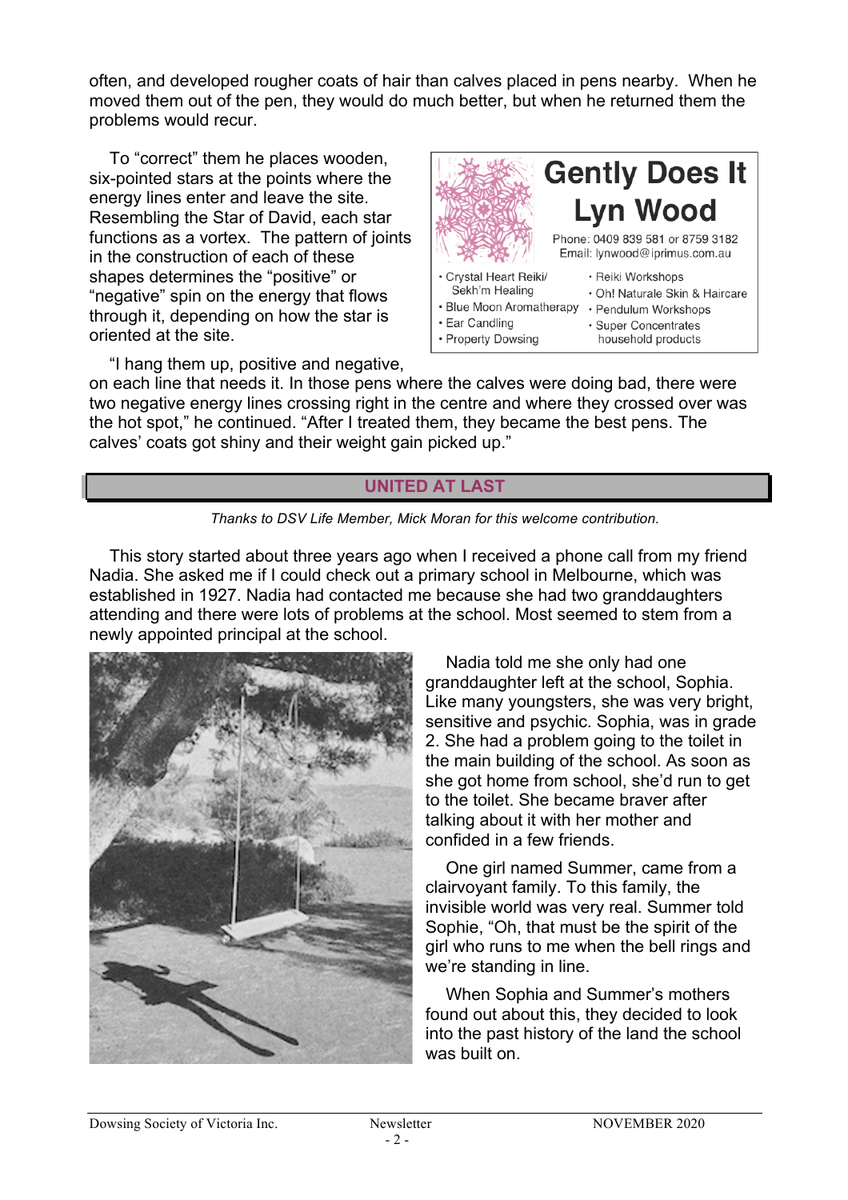often, and developed rougher coats of hair than calves placed in pens nearby. When he moved them out of the pen, they would do much better, but when he returned them the problems would recur.

To "correct" them he places wooden, six-pointed stars at the points where the energy lines enter and leave the site. Resembling the Star of David, each star functions as a vortex. The pattern of joints in the construction of each of these shapes determines the "positive" or "negative" spin on the energy that flows through it, depending on how the star is oriented at the site.

"I hang them up, positive and negative, on each line that needs it. In those pens where the calves were doing bad, there were two negative energy lines crossing right in the centre and where they crossed over was the hot spot," he continued. "After I treated them, they became the best pens. The calves' coats got shiny and their weight gain picked up."

**Gently Does It**
**Lyn Wood**

Phone: 0409 839 581 or 8759 3182
Email: lynwood@iprimus.com.au

- Crystal Heart Reiki/ Sekh'm Healing
- Blue Moon Aromatherapy
- Ear Candling
- Property Dowsing
- Reiki Workshops
- Oh! Naturale Skin & Haircare
- Pendulum Workshops
- Super Concentrates household products

## UNITED AT LAST

*Thanks to DSV Life Member, Mick Moran for this welcome contribution.*

This story started about three years ago when I received a phone call from my friend Nadia. She asked me if I could check out a primary school in Melbourne, which was established in 1927. Nadia had contacted me because she had two granddaughters attending and there were lots of problems at the school. Most seemed to stem from a newly appointed principal at the school.

Nadia told me she only had one granddaughter left at the school, Sophia. Like many youngsters, she was very bright, sensitive and psychic. Sophia, was in grade 2. She had a problem going to the toilet in the main building of the school. As soon as she got home from school, she'd run to get to the toilet. She became braver after talking about it with her mother and confided in a few friends.

One girl named Summer, came from a clairvoyant family. To this family, the invisible world was very real. Summer told Sophie, "Oh, that must be the spirit of the girl who runs to me when the bell rings and we're standing in line.

When Sophia and Summer's mothers found out about this, they decided to look into the past history of the land the school was built on.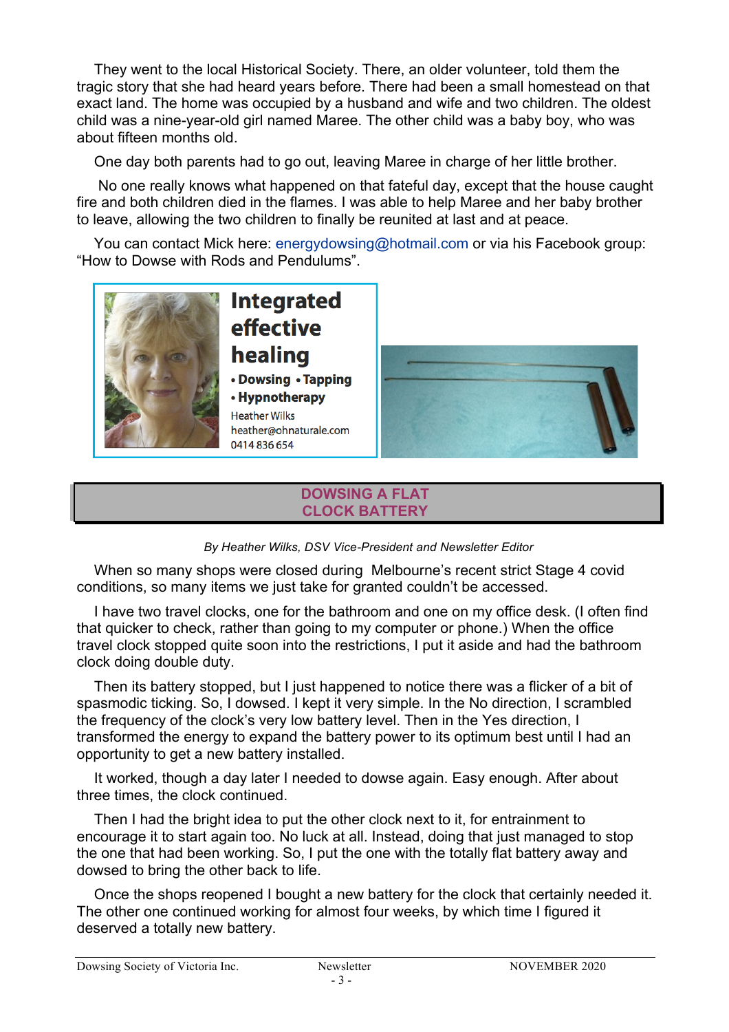They went to the local Historical Society. There, an older volunteer, told them the tragic story that she had heard years before. There had been a small homestead on that exact land. The home was occupied by a husband and wife and two children. The oldest child was a nine-year-old girl named Maree. The other child was a baby boy, who was about fifteen months old.

One day both parents had to go out, leaving Maree in charge of her little brother.

No one really knows what happened on that fateful day, except that the house caught fire and both children died in the flames. I was able to help Maree and her baby brother to leave, allowing the two children to finally be reunited at last and at peace.

You can contact Mick here: energydowsing@hotmail.com or via his Facebook group: "How to Dowse with Rods and Pendulums".

**Integrated effective healing**

- **Dowsing**
- **Tapping**
- **Hypnotherapy**

Heather Wilks
heather@ohnaturale.com
0414 836 654

## DOWSING A FLAT CLOCK BATTERY

*By Heather Wilks, DSV Vice-President and Newsletter Editor*

When so many shops were closed during Melbourne's recent strict Stage 4 covid conditions, so many items we just take for granted couldn't be accessed.

I have two travel clocks, one for the bathroom and one on my office desk. (I often find that quicker to check, rather than going to my computer or phone.) When the office travel clock stopped quite soon into the restrictions, I put it aside and had the bathroom clock doing double duty.

Then its battery stopped, but I just happened to notice there was a flicker of a bit of spasmodic ticking. So, I dowsed. I kept it very simple. In the No direction, I scrambled the frequency of the clock's very low battery level. Then in the Yes direction, I transformed the energy to expand the battery power to its optimum best until I had an opportunity to get a new battery installed.

It worked, though a day later I needed to dowse again. Easy enough. After about three times, the clock continued.

Then I had the bright idea to put the other clock next to it, for entrainment to encourage it to start again too. No luck at all. Instead, doing that just managed to stop the one that had been working. So, I put the one with the totally flat battery away and dowsed to bring the other back to life.

Once the shops reopened I bought a new battery for the clock that certainly needed it. The other one continued working for almost four weeks, by which time I figured it deserved a totally new battery.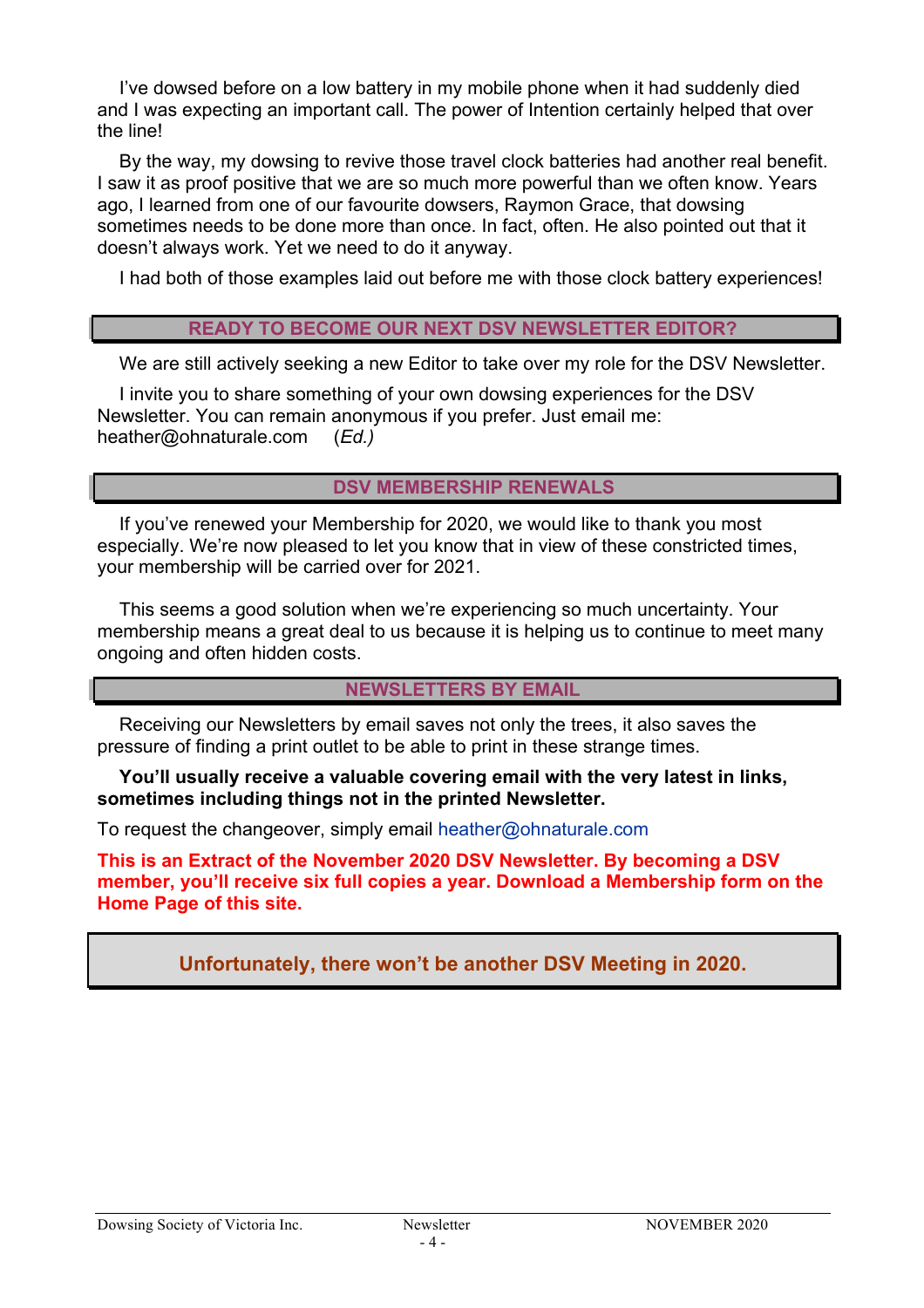I've dowsed before on a low battery in my mobile phone when it had suddenly died and I was expecting an important call. The power of Intention certainly helped that over the line!

By the way, my dowsing to revive those travel clock batteries had another real benefit. I saw it as proof positive that we are so much more powerful than we often know. Years ago, I learned from one of our favourite dowsers, Raymon Grace, that dowsing sometimes needs to be done more than once. In fact, often. He also pointed out that it doesn't always work. Yet we need to do it anyway.

I had both of those examples laid out before me with those clock battery experiences!

## READY TO BECOME OUR NEXT DSV NEWSLETTER EDITOR?

We are still actively seeking a new Editor to take over my role for the DSV Newsletter.

I invite you to share something of your own dowsing experiences for the DSV Newsletter. You can remain anonymous if you prefer. Just email me: heather@ohnaturale.com (*Ed.)*

## DSV MEMBERSHIP RENEWALS

If you've renewed your Membership for 2020, we would like to thank you most especially. We're now pleased to let you know that in view of these constricted times, your membership will be carried over for 2021.

This seems a good solution when we're experiencing so much uncertainty. Your membership means a great deal to us because it is helping us to continue to meet many ongoing and often hidden costs.

## NEWSLETTERS BY EMAIL

Receiving our Newsletters by email saves not only the trees, it also saves the pressure of finding a print outlet to be able to print in these strange times.

**You'll usually receive a valuable covering email with the very latest in links, sometimes including things not in the printed Newsletter.**

To request the changeover, simply email heather@ohnaturale.com

**This is an Extract of the November 2020 DSV Newsletter. By becoming a DSV member, you'll receive six full copies a year. Download a Membership form on the Home Page of this site.**

**Unfortunately, there won't be another DSV Meeting in 2020.**